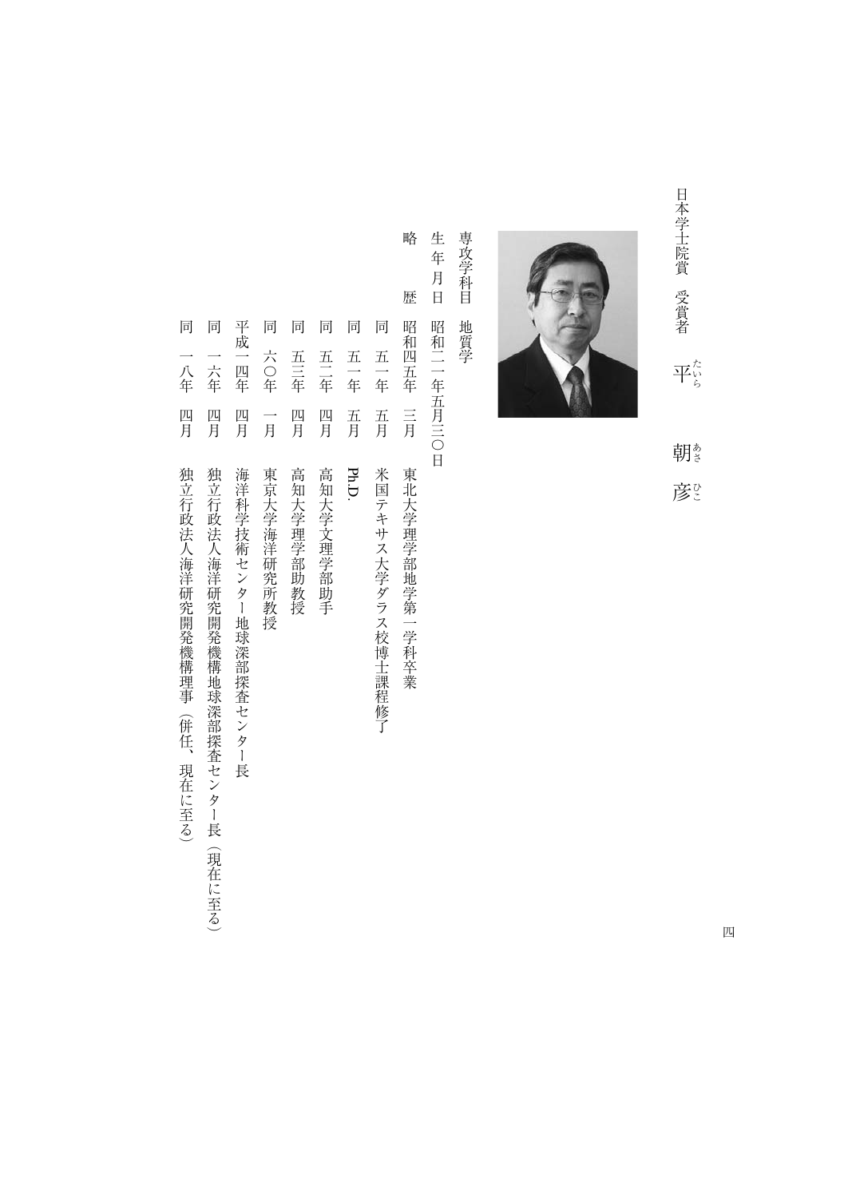日本学士院賞　受賞者　平（たいら）　朝（あさ）　彦（ひこ）

専攻学科目　地質学

生年月日　昭和二一年五月三〇日

略　　歴

昭和四五年　三月　東北大学理学部地学第一学科卒業

同　五一年　五月　米国テキサス大学ダラス校博士課程修了

同　五一年　五月　Ph.D.

同　五二年　四月　高知大学文理学部助手

同　五三年　四月　高知大学理学部助教授

同　六〇年　一月　東京大学海洋研究所教授

平成一四年　四月　海洋科学技術センター地球深部探査センター長

同　一六年　四月　独立行政法人海洋研究開発機構地球深部探査センター長（現在に至る）

同　一八年　四月　独立行政法人海洋研究開発機構理事（併任、現在に至る）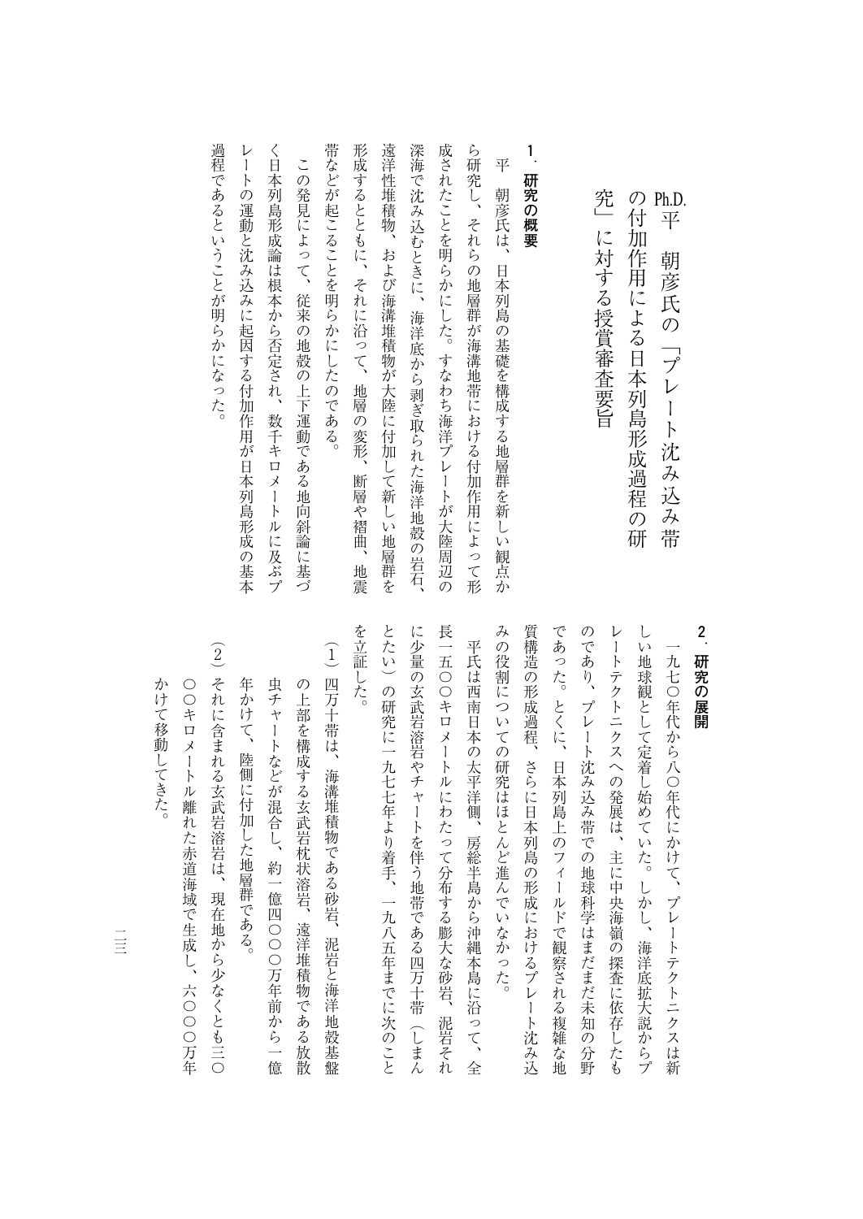# Ph.D. 平　朝彦氏の「プレート沈み込み帯の付加作用による日本列島形成過程の研究」に対する授賞審査要旨

## 1．研究の概要

平　朝彦氏は、日本列島の基礎を構成する地層群を新しい観点から研究し、それらの地層群が海溝地帯における付加作用によって形成されたことを明らかにした。すなわち海洋プレートが大陸周辺の深海で沈み込むときに、海洋底から剥ぎ取られた海洋地殻の岩石、遠洋性堆積物、および海溝堆積物が大陸に付加して新しい地層群を形成するとともに、それに沿って、地層の変形、断層や褶曲、地震帯などが起こることを明らかにしたのである。

この発見によって、従来の地殻の上下運動である地向斜論に基づく日本列島形成論は根本から否定され、数千キロメートルに及ぶプレートの運動と沈み込みに起因する付加作用が日本列島形成の基本過程であるということが明らかになった。

## 2．研究の展開

一九七〇年代から八〇年代にかけて、プレートテクトニクスは新しい地球観として定着し始めていた。しかし、海洋底拡大説からプレートテクトニクスへの発展は、主に中央海嶺の探査に依存したものであり、プレート沈み込み帯での地球科学はまだまだ未知の分野であった。とくに、日本列島上のフィールドで観察される複雑な地質構造の形成過程、さらに日本列島の形成におけるプレート沈み込みの役割についての研究はほとんど進んでいなかった。

平氏は西南日本の太平洋側、房総半島から沖縄本島に沿って、全長一五〇〇キロメートルにわたって分布する膨大な砂岩、泥岩それに少量の玄武岩溶岩やチャートを伴う地帯である四万十帯（しまんとたい）の研究に一九七七年より着手、一九八五年までに次のことを立証した。

（1）四万十帯は、海溝堆積物である砂岩、泥岩と海洋地殻基盤の上部を構成する玄武岩枕状溶岩、遠洋堆積物である放散虫チャートなどが混合し、約一億四〇〇〇万年前から一億年かけて、陸側に付加した地層群である。

（2）それに含まれる玄武岩溶岩は、現在地から少なくとも三〇〇〇キロメートル離れた赤道海域で生成し、六〇〇〇万年かけて移動してきた。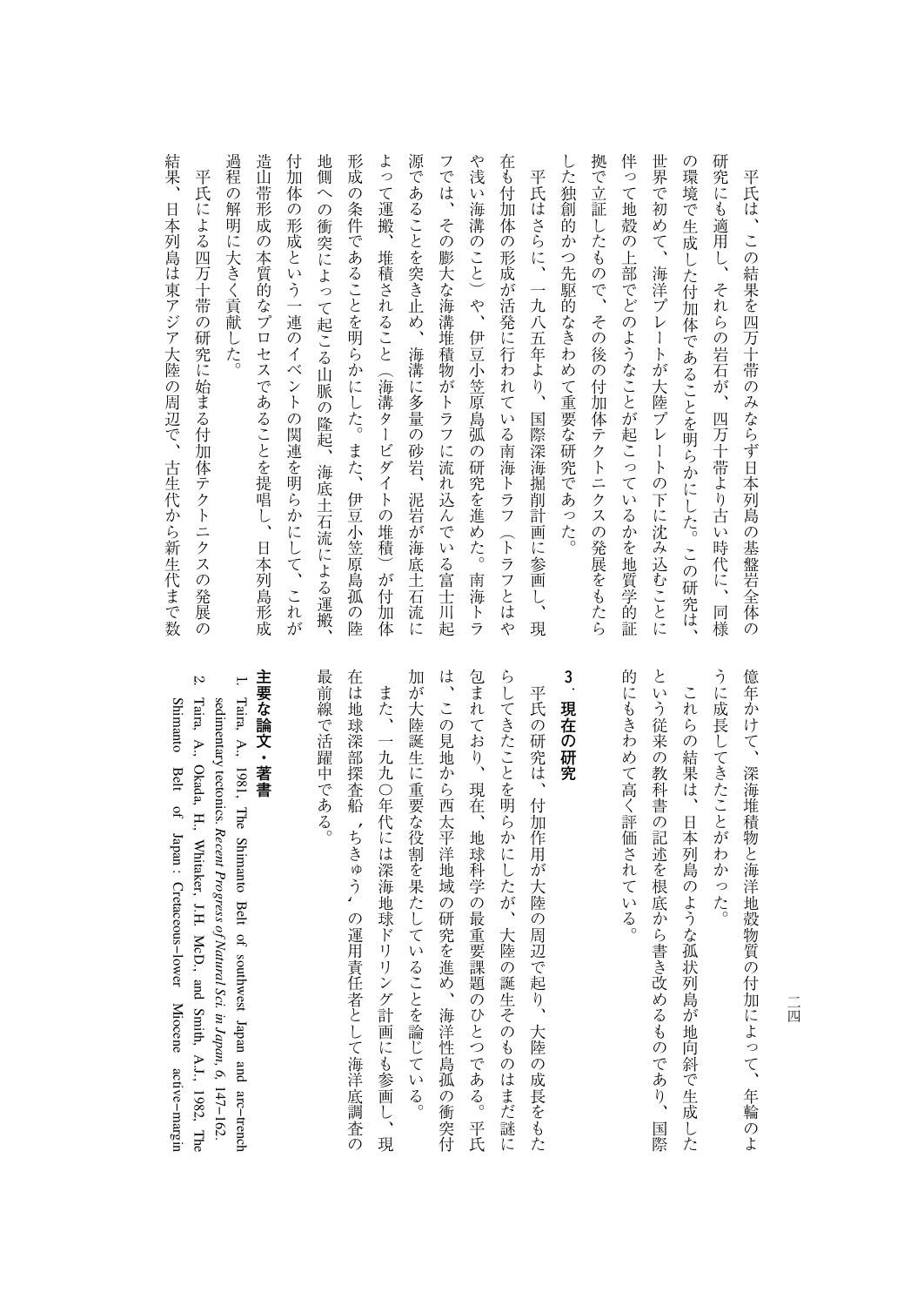平氏は、この結果を四万十帯のみならず日本列島の基盤岩全体の研究にも適用し、それらの岩石が、四万十帯より古い時代に、同様の環境で生成した付加体であることを明らかにした。この研究は、世界で初めて、海洋プレートが大陸プレートの下に沈み込むことに伴って地殻の上部でどのようなことが起こっているかを地質学的証拠で立証したもので、その後の付加体テクトニクスの発展をもたらした独創的かつ先駆的なきわめて重要な研究であった。

平氏はさらに、一九八五年より、国際深海掘削計画に参画し、現在も付加体の形成が活発に行われている南海トラフ（トラフとはやや浅い海溝のこと）や、伊豆小笠原島弧の研究を進めた。南海トラフでは、その膨大な海溝堆積物がトラフに流れ込んでいる富士川起源であることを突き止め、海溝に多量の砂岩、泥岩が海底土石流によって運搬、堆積されること（海溝タービダイトの堆積）が付加体形成の条件であることを明らかにした。また、伊豆小笠原島弧の陸地側への衝突によって起こる山脈の隆起、海底土石流による運搬、付加体の形成という一連のイベントの関連を明らかにして、これが造山帯形成の本質的なプロセスであることを提唱し、日本列島形成過程の解明に大きく貢献した。

平氏による四万十帯の研究に始まる付加体テクトニクスの発展の結果、日本列島は東アジア大陸の周辺で、古生代から新生代まで数億年かけて、深海堆積物と海洋地殻物質の付加によって、年輪のように成長してきたことがわかった。

これらの結果は、日本列島のような弧状列島が地向斜で生成したという従来の教科書の記述を根底から書き改めるものであり、国際的にもきわめて高く評価されている。

## 3．現在の研究

平氏の研究は、付加作用が大陸の周辺で起り、大陸の成長をもたらしてきたことを明らかにしたが、大陸の誕生そのものはまだ謎に包まれており、現在、地球科学の最重要課題のひとつである。平氏は、この見地から西太平洋地域の研究を進め、海洋性島弧の衝突付加が大陸誕生に重要な役割を果たしていることを論じている。

また、一九九〇年代には深海地球ドリリング計画にも参画し、現在は地球深部探査船〝ちきゅう〟の運用責任者として海洋底調査の最前線で活躍中である。

## 主要な論文・著書

1. Taira, A., 1981, The Shimanto Belt of southwest Japan and arc–trench sedimentary tectonics. *Recent Progress of Natural Sci. in Japan*, 6, 147–162.
2. Taira, A., Okada, H., Whitaker, J.H. McD., and Smith, A.J., 1982, The Shimanto Belt of Japan : Cretaceous–lower Miocene active–margin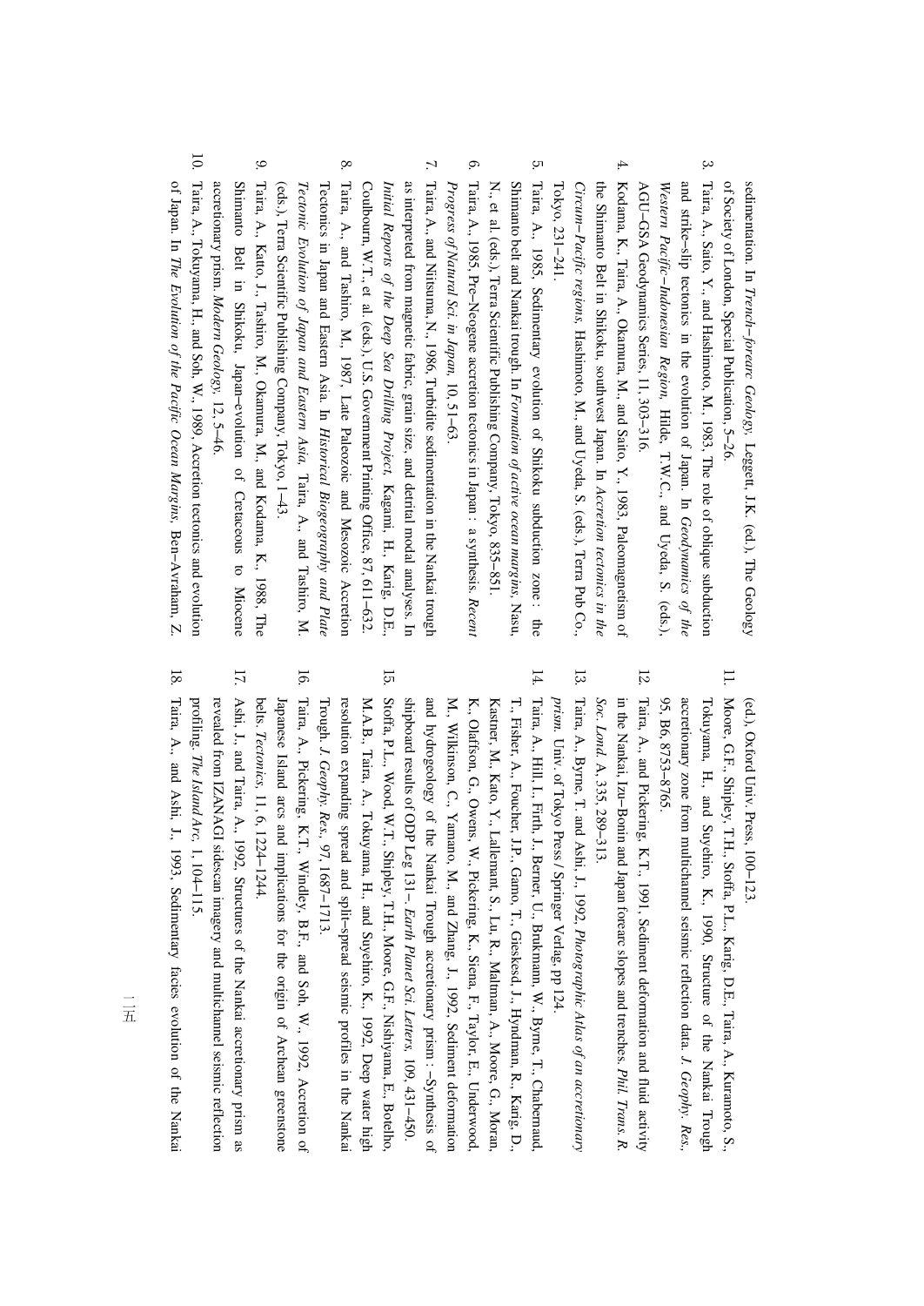sedimentation. In *Trench–forearc Geology*, Leggett, J.K. (ed.), The Geology of Society of London, Special Publication, 5–26.

3. Taira, A., Saito, Y., and Hashimoto, M., 1983, The role of oblique subduction and strike–slip tectonics in the evolution of Japan. In *Geodynamics of the Western Pacific–Indonesian Region*, Hilde, T.W.C., and Uyeda, S. (eds.), AGU–GSA Geodynamics Series, 11, 303–316.
4. Kodama, K., Taira, A., Okamura, M., and Saito, Y., 1983, Paleomagnetism of the Shimanto Belt in Shikoku, southwest Japan. In *Accretion tectonics in the Circum–Pacific regions*, Hashimoto, M., and Uyeda, S. (eds.), Terra Pub Co., Tokyo, 231–241.
5. Taira, A., 1985, Sedimentary evolution of Shikoku subduction zone : the Shimanto belt and Nankai trough. In *Formation of active ocean margins*, Nasu, N., et al. (eds.), Terra Scientific Publishing Company, Tokyo, 835–851.
6. Taira, A., 1985, Pre–Neogene accretion tectonics in Japan : a synthesis. *Recent Progress of Natural Sci. in Japan*, 10, 51–63.
7. Taira, A., and Niitsuma, N., 1986, Turbidite sedimentation in the Nankai trough as interpreted from magnetic fabric, grain size, and detrital modal analyses. In *Initial Reports of the Deep Sea Drilling Project*, Kagami, H., Karig, D.E., Coulbourn, W.T., et al. (eds.), U.S. Government Printing Office, 87, 611–632.
8. Taira, A., and Tashiro, M., 1987, Late Paleozoic and Mesozoic Accretion Tectonics in Japan and Eastern Asia. In *Historical Biogeography and Plate Tectonic Evolution of Japan and Eastern Asia*, Taira, A., and Tashiro, M. (eds.), Terra Scientific Publishing Company, Tokyo, 1–43.
9. Taira, A., Katto, J., Tashiro, M., Okamura, M., and Kodama, K., 1988, The Shimanto Belt in Shikoku, Japan–evolution of Cretaceous to Miocene accretionary prism. *Modern Geology*, 12, 5–46.
10. Taira, A., Tokuyama, H., and Soh, W., 1989, Accretion tectonics and evolution of Japan. In *The Evolution of the Pacific Ocean Margins*, Ben–Avraham, Z. (ed.), Oxford Univ. Press, 100–123.
11. Moore, G.F., Shipley, T.H., Stoffa, P.L., Karig, D.E., Taira, A., Kuramoto, S., Tokuyama, H., and Suyehiro, K., 1990, Structure of the Nankai Trough accretionary zone from multichannel seismic reflection data. *J. Geophy. Res.*, 95, B6, 8753–8765.
12. Taira, A., and Pickering, K.T., 1991, Sediment deformation and fluid activity in the Nankai, Izu–Bonin and Japan forearc slopes and trenches. *Phil. Trans. R. Soc. Lond.* A, 335, 289–313.
13. Taira, A., Byrne, T. and Ashi, J., 1992, *Photographic Atlas of an accretionary prism*. Univ. of Tokyo Press / Springer Verlag, pp 124.
14. Taira, A., Hill, I., Firth, J., Berner, U., Brukmann, W., Byrne, T., Chabernaud, T., Fisher, A., Foucher, J.P., Gano, T., Gieskes, J., Hyndman, R., Karig, D., Kastner, M., Kato, Y., Lallemant, S., Lu, R., Maltman, A., Moore, G., Moran, K., Olaffson, G., Owens, W., Pickering, K., Siena, F., Taylor, E., Underwood, M., Wilkinson, C., Yamano, M., and Zhang, J., 1992, Sediment deformation and hydrogeology of the Nankai Trough accretionary prism : –Synthesis of shipboard results of ODP Leg 131– *Earth Planet Sci. Letters*, 109, 431–450.
15. Stoffa, P.L., Wood, W.T., Shipley, T.H., Moore, G.F., Nishiyama, E., Botelho, M.A.B., Taira, A., Tokuyama, H., and Suyehiro, K., 1992, Deep water high resolution expanding spread and split–spread seismic profiles in the Nankai Trough. *J. Geophy. Res.*, 97, 1687–1713.
16. Taira, A., Pickering, K.T., Windley, B.F., and Soh, W., 1992, Accretion of Japanese Island arcs and implications for the origin of Archean greenstone belts. *Tectonics*, 11, 6, 1224–1244.
17. Ashi, J., and Taira, A., 1992, Structures of the Nankai accretionary prism as revealed from IZANAGI sidescan imagery and multichannel seismic reflection profiling. *The Island Arc*, 1, 104–115.
18. Taira, A., and Ashi, J., 1993, Sedimentary facies evolution of the Nankai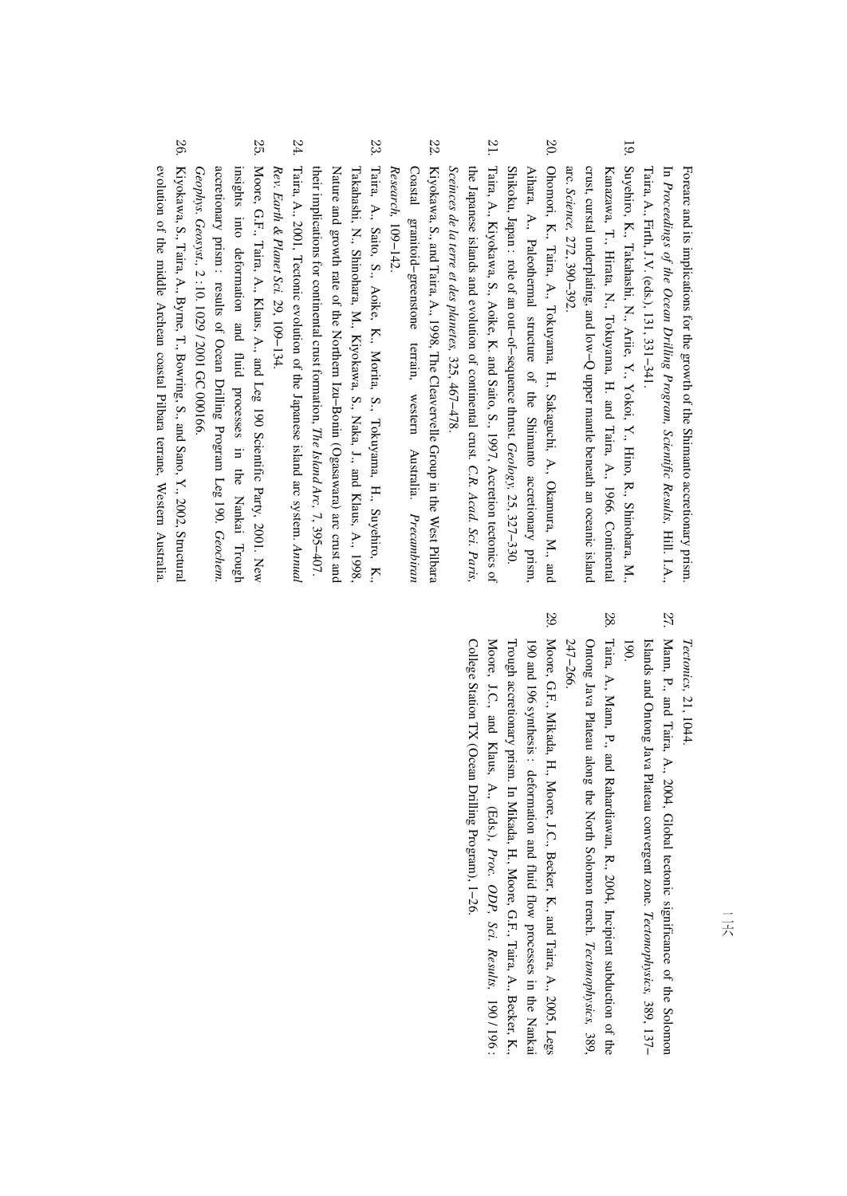Forearc and its implications for the growth of the Shimanto accretionary prism. In *Proceedings of the Ocean Drilling Program, Scientific Results*, Hill. I.A., Taira, A., Firth, J.V. (eds.), 131, 331–341.

19. Suyehiro, K., Takahashi, N., Ariie, Y., Yokoi, Y., Hino, R., Shinohara, M., Kanazawa, T., Hirata, N., Tokuyama, H. and Taira, A. 1966. Continental crust, curstal underplating, and low–Q upper mantle beneath an oceanic island arc. *Science*, 272, 390–392.

20. Ohomori, K., Taira, A., Tokuyama, H., Sakaguchi, A., Okamura, M., and Aihara, A., Paleothermal structure of the Shimanto accretionary prism, Shikoku, Japan : role of an out–of–sequence thrust. *Geology*, 25, 327–330.

21. Taira, A., Kiyokawa, S., Aoike, K. and Saito, S., 1997, Accretion tectonics of the Japanese islands and evolution of continental crust. *C.R. Acad. Sci. Paris, Sceinces de la terre et des planetes*, 325, 467–478.

22. Kiyokawa, S., and Taira, A., 1998, The Cleaverville Group in the West Pilbara Coastal granitoid–greenstone terrain, western Australia. *Precambiran Research*, 109–142.

23. Taira, A., Saito, S., Aoike, K., Morita, S., Tokuyama, H. Suyehiro, K., Takahashi, N., Shinohara, M., Kiyokawa, S., Naka, J., and Klaus, A., 1998, Nature and growth rate of the Northern Izu–Bonin (Ogasawara) arc crust and their implications for continental crust formation, *The Island Arc*, 7, 395–407.

24. Taira, A., 2001, Tectonic evolution of the Japanese island arc system. *Annual Rev. Earth & Planet Sci.* 29, 109–134.

25. Moore, G.F., Taira, A., Klaus, A., and Leg 190 Scientific Party, 2001. New insights into deformation and fluid processes in the Nankai Trough accretionary prism : results of Ocean Drilling Program Leg 190. *Geochem. Geophys. Geosyst.*, 2 :10. 1029 / 2001 GC 000166.

26. Kiyokawa, S., Taira, A., Byrne, T., Bowring, S., and Sano, Y., 2002, Structural evolution of the middle Archean coastal Pilbara terrane, Western Australia. *Tectonics*, 21, 1044.

27. Mann, P., and Taira, A., 2004, Global tectonic significance of the Solomon Islands and Ontong Java Plateau convergent zone. *Tectonophysics*, 389, 137–190.

28. Taira, A., Mann, P., and Rahardiawan, R., 2004, Incipient subduction of the Ontong Java Plateau along the North Solomon trench. *Tectonophysics*, 389, 247–266.

29. Moore, G.F., Mikada, H., Moore, J.C., Becker, K., and Taira, A., 2005, Legs 190 and 196 synthesis : deformation and fluid flow processes in the Nankai Trough accretionary prism. In Mikada, H., Moore, G.F., Taira, A., Becker, K., Moore, J.C., and Klaus, A., (Eds.), *Proc. ODP, Sci. Results*, 190 / 196 : College Station TX (Ocean Drilling Program), 1–26.